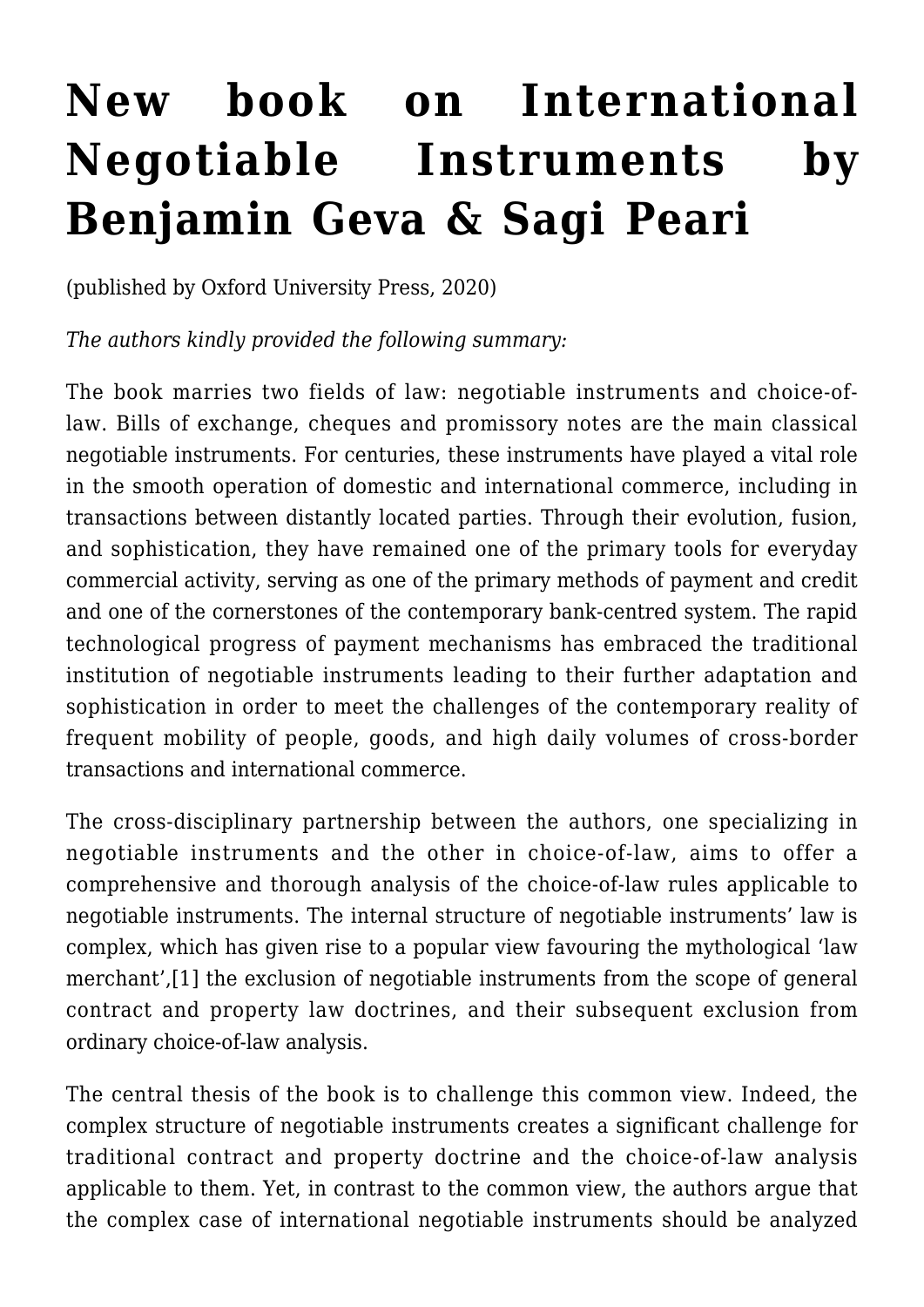# New book on International Negotiable Instruments by Benjamin Geva & Sagi Peari

(published by Oxford University Press, 2020)

*The authors kindly provided the following summary:*

The book marries two fields of law: negotiable instruments and choice-of-law. Bills of exchange, cheques and promissory notes are the main classical negotiable instruments. For centuries, these instruments have played a vital role in the smooth operation of domestic and international commerce, including in transactions between distantly located parties. Through their evolution, fusion, and sophistication, they have remained one of the primary tools for everyday commercial activity, serving as one of the primary methods of payment and credit and one of the cornerstones of the contemporary bank-centred system. The rapid technological progress of payment mechanisms has embraced the traditional institution of negotiable instruments leading to their further adaptation and sophistication in order to meet the challenges of the contemporary reality of frequent mobility of people, goods, and high daily volumes of cross-border transactions and international commerce.

The cross-disciplinary partnership between the authors, one specializing in negotiable instruments and the other in choice-of-law, aims to offer a comprehensive and thorough analysis of the choice-of-law rules applicable to negotiable instruments. The internal structure of negotiable instruments' law is complex, which has given rise to a popular view favouring the mythological 'law merchant',[1] the exclusion of negotiable instruments from the scope of general contract and property law doctrines, and their subsequent exclusion from ordinary choice-of-law analysis.

The central thesis of the book is to challenge this common view. Indeed, the complex structure of negotiable instruments creates a significant challenge for traditional contract and property doctrine and the choice-of-law analysis applicable to them. Yet, in contrast to the common view, the authors argue that the complex case of international negotiable instruments should be analyzed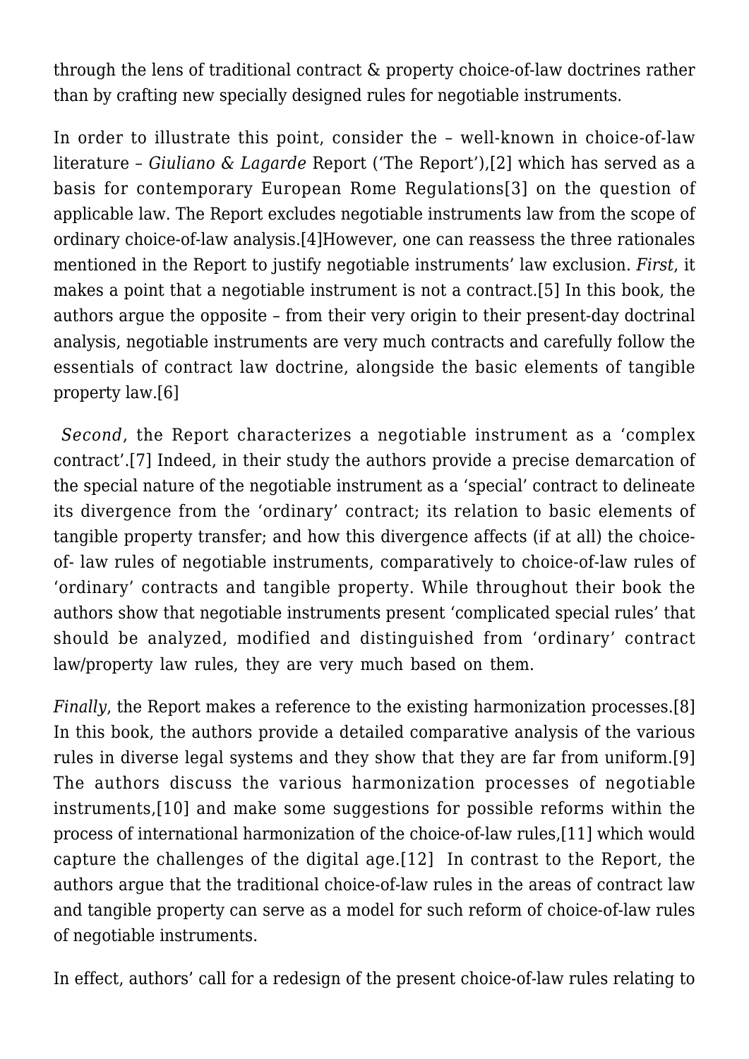through the lens of traditional contract & property choice-of-law doctrines rather than by crafting new specially designed rules for negotiable instruments.

In order to illustrate this point, consider the – well-known in choice-of-law literature – *Giuliano & Lagarde* Report ('The Report'),[2] which has served as a basis for contemporary European Rome Regulations[3] on the question of applicable law. The Report excludes negotiable instruments law from the scope of ordinary choice-of-law analysis.[4]However, one can reassess the three rationales mentioned in the Report to justify negotiable instruments' law exclusion. *First*, it makes a point that a negotiable instrument is not a contract.[5] In this book, the authors argue the opposite – from their very origin to their present-day doctrinal analysis, negotiable instruments are very much contracts and carefully follow the essentials of contract law doctrine, alongside the basic elements of tangible property law.[6]

*Second*, the Report characterizes a negotiable instrument as a 'complex contract'.[7] Indeed, in their study the authors provide a precise demarcation of the special nature of the negotiable instrument as a 'special' contract to delineate its divergence from the 'ordinary' contract; its relation to basic elements of tangible property transfer; and how this divergence affects (if at all) the choice-of- law rules of negotiable instruments, comparatively to choice-of-law rules of 'ordinary' contracts and tangible property. While throughout their book the authors show that negotiable instruments present 'complicated special rules' that should be analyzed, modified and distinguished from 'ordinary' contract law/property law rules, they are very much based on them.

*Finally*, the Report makes a reference to the existing harmonization processes.[8] In this book, the authors provide a detailed comparative analysis of the various rules in diverse legal systems and they show that they are far from uniform.[9] The authors discuss the various harmonization processes of negotiable instruments,[10] and make some suggestions for possible reforms within the process of international harmonization of the choice-of-law rules,[11] which would capture the challenges of the digital age.[12] In contrast to the Report, the authors argue that the traditional choice-of-law rules in the areas of contract law and tangible property can serve as a model for such reform of choice-of-law rules of negotiable instruments.

In effect, authors' call for a redesign of the present choice-of-law rules relating to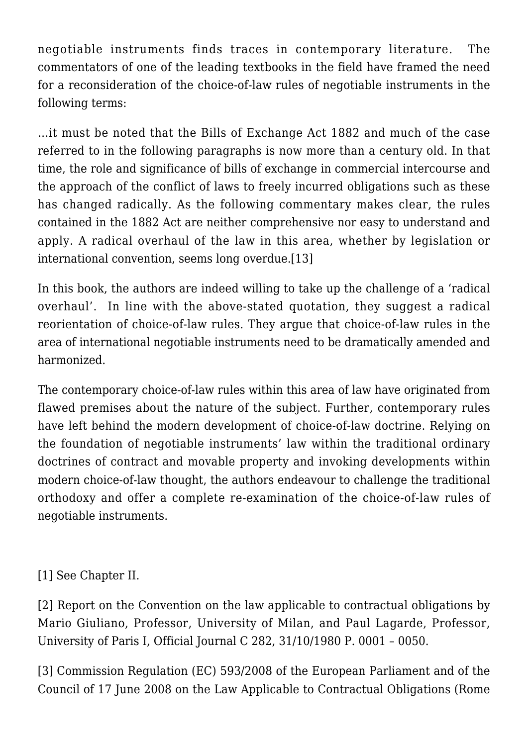negotiable instruments finds traces in contemporary literature. The commentators of one of the leading textbooks in the field have framed the need for a reconsideration of the choice-of-law rules of negotiable instruments in the following terms:

…it must be noted that the Bills of Exchange Act 1882 and much of the case referred to in the following paragraphs is now more than a century old. In that time, the role and significance of bills of exchange in commercial intercourse and the approach of the conflict of laws to freely incurred obligations such as these has changed radically. As the following commentary makes clear, the rules contained in the 1882 Act are neither comprehensive nor easy to understand and apply. A radical overhaul of the law in this area, whether by legislation or international convention, seems long overdue.[13]

In this book, the authors are indeed willing to take up the challenge of a 'radical overhaul'. In line with the above-stated quotation, they suggest a radical reorientation of choice-of-law rules. They argue that choice-of-law rules in the area of international negotiable instruments need to be dramatically amended and harmonized.

The contemporary choice-of-law rules within this area of law have originated from flawed premises about the nature of the subject. Further, contemporary rules have left behind the modern development of choice-of-law doctrine. Relying on the foundation of negotiable instruments' law within the traditional ordinary doctrines of contract and movable property and invoking developments within modern choice-of-law thought, the authors endeavour to challenge the traditional orthodoxy and offer a complete re-examination of the choice-of-law rules of negotiable instruments.

[1] See Chapter II.

[2] Report on the Convention on the law applicable to contractual obligations by Mario Giuliano, Professor, University of Milan, and Paul Lagarde, Professor, University of Paris I, Official Journal C 282, 31/10/1980 P. 0001 – 0050.

[3] Commission Regulation (EC) 593/2008 of the European Parliament and of the Council of 17 June 2008 on the Law Applicable to Contractual Obligations (Rome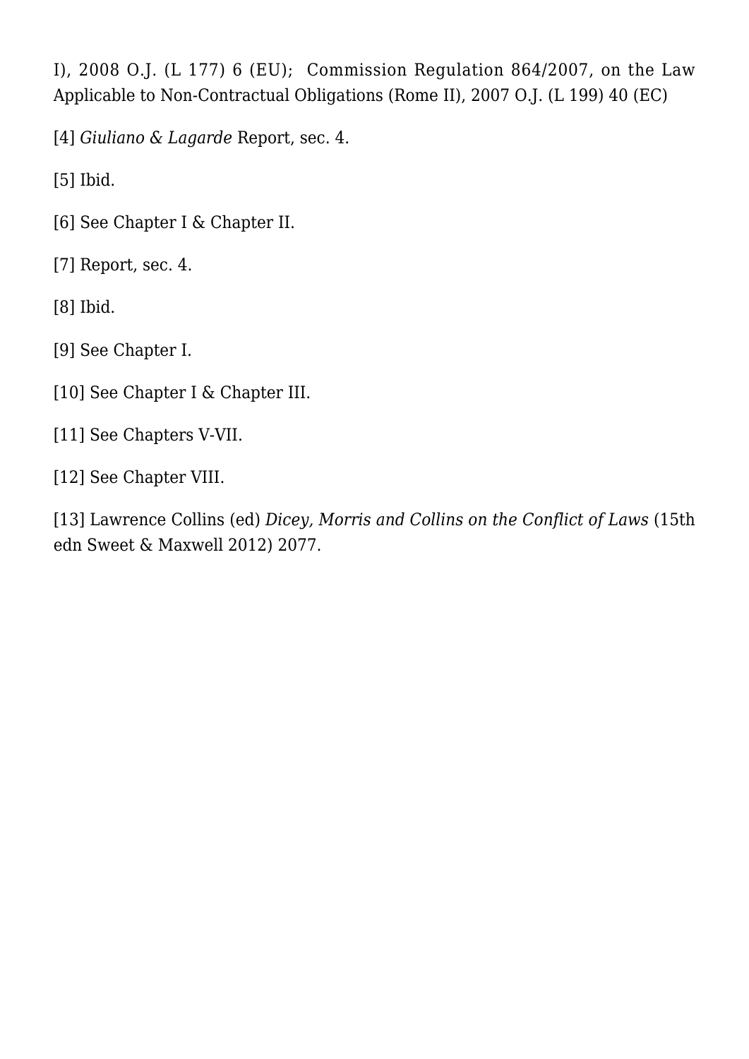I), 2008 O.J. (L 177) 6 (EU); Commission Regulation 864/2007, on the Law Applicable to Non-Contractual Obligations (Rome II), 2007 O.J. (L 199) 40 (EC)

[4] *Giuliano & Lagarde* Report, sec. 4.

[5] Ibid.

[6] See Chapter I & Chapter II.

[7] Report, sec. 4.

[8] Ibid.

[9] See Chapter I.

[10] See Chapter I & Chapter III.

[11] See Chapters V-VII.

[12] See Chapter VIII.

[13] Lawrence Collins (ed) *Dicey, Morris and Collins on the Conflict of Laws* (15th edn Sweet & Maxwell 2012) 2077.